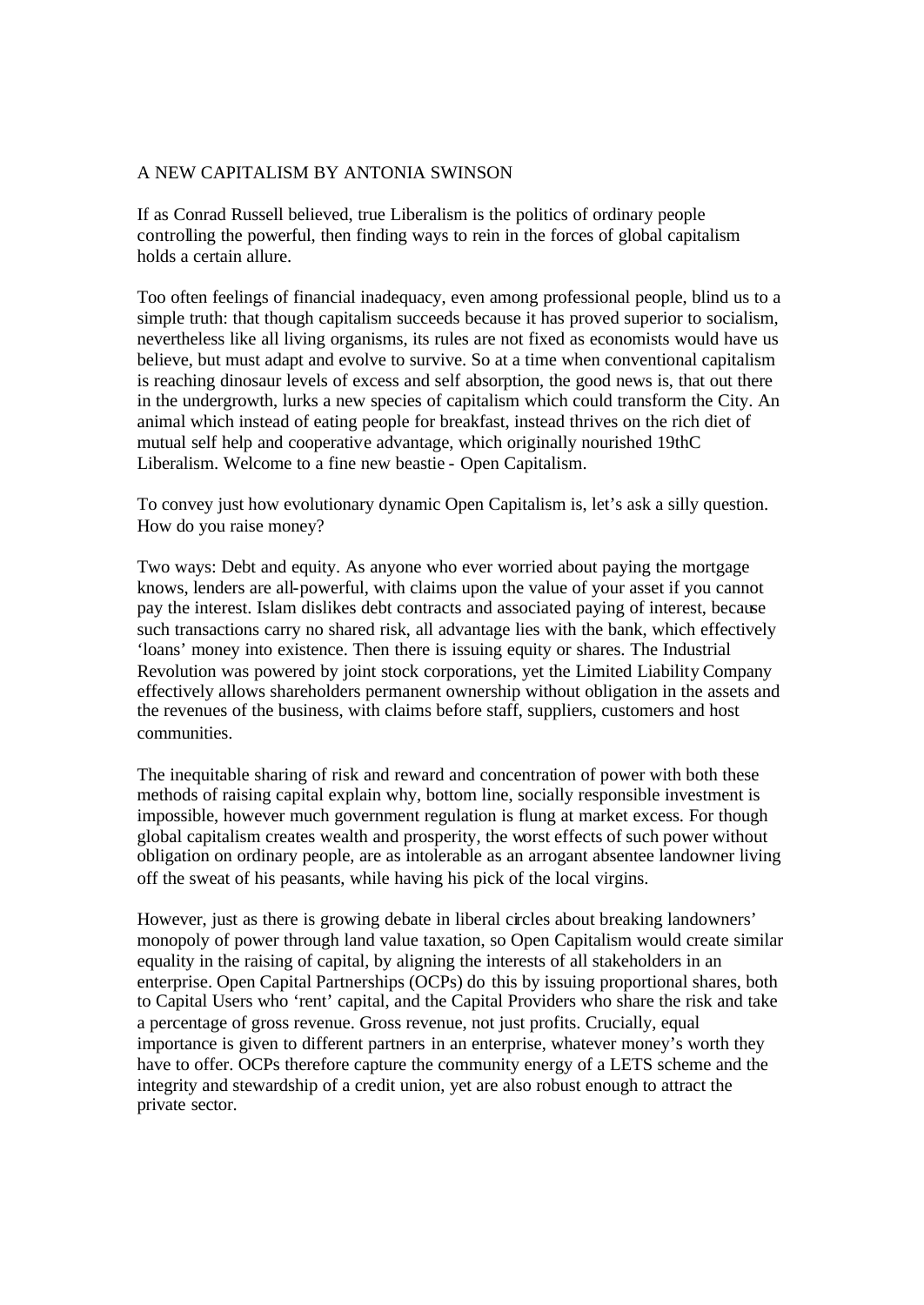# A NEW CAPITALISM BY ANTONIA SWINSON

If as Conrad Russell believed, true Liberalism is the politics of ordinary people controlling the powerful, then finding ways to rein in the forces of global capitalism holds a certain allure.

Too often feelings of financial inadequacy, even among professional people, blind us to a simple truth: that though capitalism succeeds because it has proved superior to socialism, nevertheless like all living organisms, its rules are not fixed as economists would have us believe, but must adapt and evolve to survive. So at a time when conventional capitalism is reaching dinosaur levels of excess and self absorption, the good news is, that out there in the undergrowth, lurks a new species of capitalism which could transform the City. An animal which instead of eating people for breakfast, instead thrives on the rich diet of mutual self help and cooperative advantage, which originally nourished 19thC Liberalism. Welcome to a fine new beastie - Open Capitalism.

To convey just how evolutionary dynamic Open Capitalism is, let's ask a silly question. How do you raise money?

Two ways: Debt and equity. As anyone who ever worried about paying the mortgage knows, lenders are all-powerful, with claims upon the value of your asset if you cannot pay the interest. Islam dislikes debt contracts and associated paying of interest, because such transactions carry no shared risk, all advantage lies with the bank, which effectively 'loans' money into existence. Then there is issuing equity or shares. The Industrial Revolution was powered by joint stock corporations, yet the Limited Liability Company effectively allows shareholders permanent ownership without obligation in the assets and the revenues of the business, with claims before staff, suppliers, customers and host communities.

The inequitable sharing of risk and reward and concentration of power with both these methods of raising capital explain why, bottom line, socially responsible investment is impossible, however much government regulation is flung at market excess. For though global capitalism creates wealth and prosperity, the worst effects of such power without obligation on ordinary people, are as intolerable as an arrogant absentee landowner living off the sweat of his peasants, while having his pick of the local virgins.

However, just as there is growing debate in liberal circles about breaking landowners' monopoly of power through land value taxation, so Open Capitalism would create similar equality in the raising of capital, by aligning the interests of all stakeholders in an enterprise. Open Capital Partnerships (OCPs) do this by issuing proportional shares, both to Capital Users who 'rent' capital, and the Capital Providers who share the risk and take a percentage of gross revenue. Gross revenue, not just profits. Crucially, equal importance is given to different partners in an enterprise, whatever money's worth they have to offer. OCPs therefore capture the community energy of a LETS scheme and the integrity and stewardship of a credit union, yet are also robust enough to attract the private sector.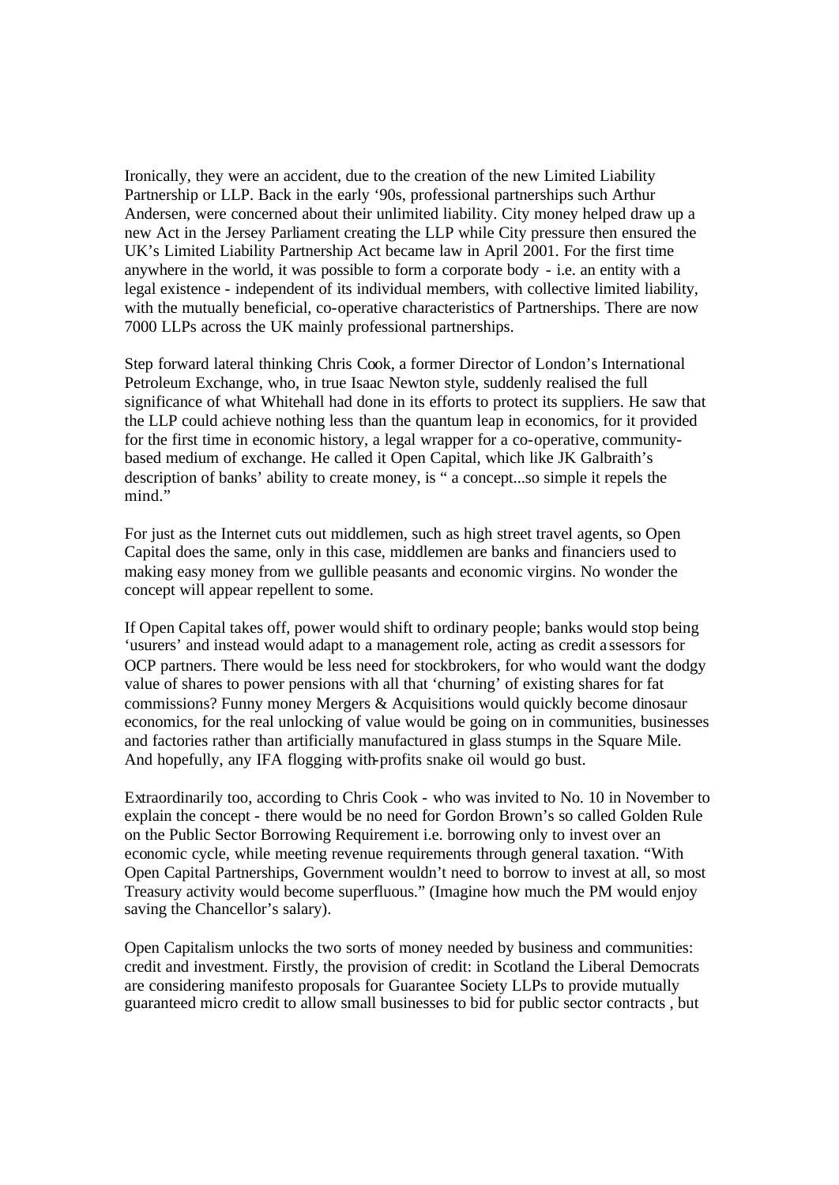Ironically, they were an accident, due to the creation of the new Limited Liability Partnership or LLP. Back in the early '90s, professional partnerships such Arthur Andersen, were concerned about their unlimited liability. City money helped draw up a new Act in the Jersey Parliament creating the LLP while City pressure then ensured the UK's Limited Liability Partnership Act became law in April 2001. For the first time anywhere in the world, it was possible to form a corporate body - i.e. an entity with a legal existence - independent of its individual members, with collective limited liability, with the mutually beneficial, co-operative characteristics of Partnerships. There are now 7000 LLPs across the UK mainly professional partnerships.

Step forward lateral thinking Chris Cook, a former Director of London's International Petroleum Exchange, who, in true Isaac Newton style, suddenly realised the full significance of what Whitehall had done in its efforts to protect its suppliers. He saw that the LLP could achieve nothing less than the quantum leap in economics, for it provided for the first time in economic history, a legal wrapper for a co-operative, community-based medium of exchange. He called it Open Capital, which like JK Galbraith's description of banks' ability to create money, is " a concept...so simple it repels the mind."

For just as the Internet cuts out middlemen, such as high street travel agents, so Open Capital does the same, only in this case, middlemen are banks and financiers used to making easy money from we gullible peasants and economic virgins. No wonder the concept will appear repellent to some.

If Open Capital takes off, power would shift to ordinary people; banks would stop being 'usurers' and instead would adapt to a management role, acting as credit assessors for OCP partners. There would be less need for stockbrokers, for who would want the dodgy value of shares to power pensions with all that 'churning' of existing shares for fat commissions? Funny money Mergers & Acquisitions would quickly become dinosaur economics, for the real unlocking of value would be going on in communities, businesses and factories rather than artificially manufactured in glass stumps in the Square Mile. And hopefully, any IFA flogging with-profits snake oil would go bust.

Extraordinarily too, according to Chris Cook - who was invited to No. 10 in November to explain the concept - there would be no need for Gordon Brown's so called Golden Rule on the Public Sector Borrowing Requirement i.e. borrowing only to invest over an economic cycle, while meeting revenue requirements through general taxation. "With Open Capital Partnerships, Government wouldn't need to borrow to invest at all, so most Treasury activity would become superfluous." (Imagine how much the PM would enjoy saving the Chancellor's salary).

Open Capitalism unlocks the two sorts of money needed by business and communities: credit and investment. Firstly, the provision of credit: in Scotland the Liberal Democrats are considering manifesto proposals for Guarantee Society LLPs to provide mutually guaranteed micro credit to allow small businesses to bid for public sector contracts , but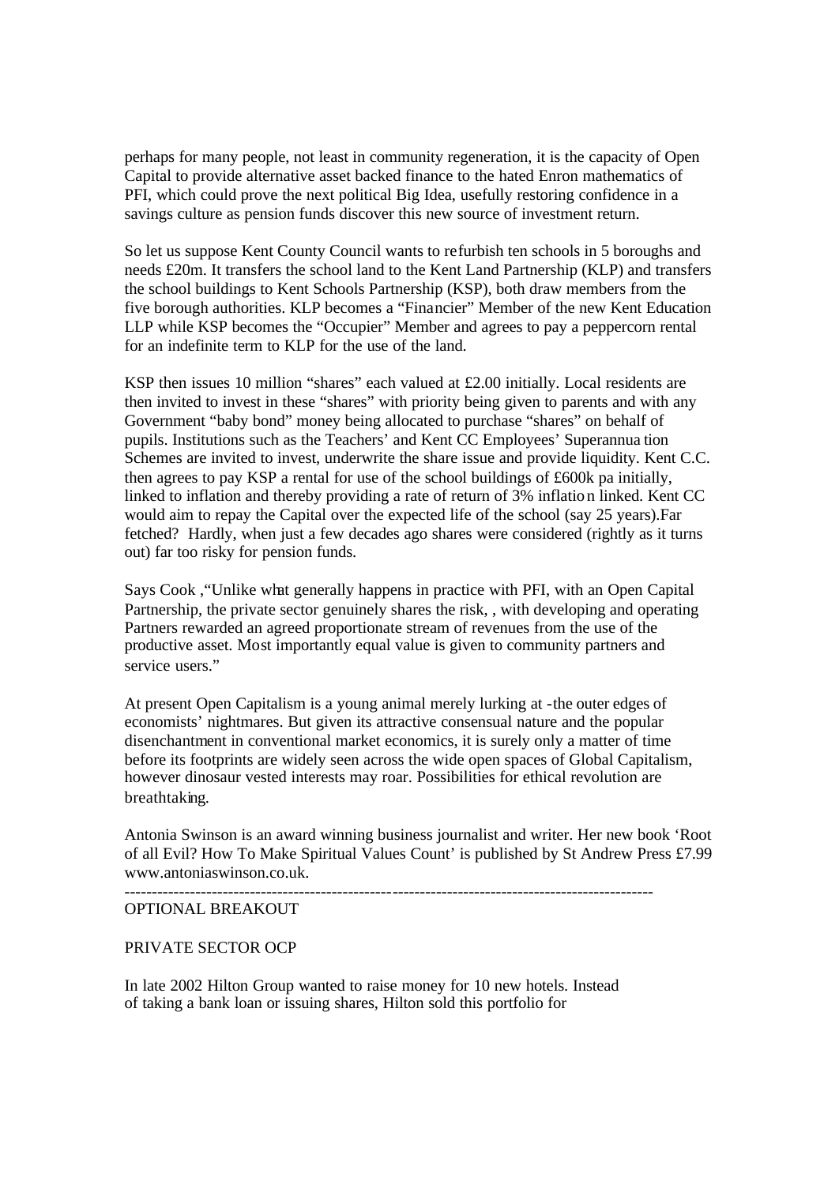perhaps for many people, not least in community regeneration, it is the capacity of Open Capital to provide alternative asset backed finance to the hated Enron mathematics of PFI, which could prove the next political Big Idea, usefully restoring confidence in a savings culture as pension funds discover this new source of investment return.

So let us suppose Kent County Council wants to refurbish ten schools in 5 boroughs and needs £20m. It transfers the school land to the Kent Land Partnership (KLP) and transfers the school buildings to Kent Schools Partnership (KSP), both draw members from the five borough authorities. KLP becomes a "Financier" Member of the new Kent Education LLP while KSP becomes the "Occupier" Member and agrees to pay a peppercorn rental for an indefinite term to KLP for the use of the land.

KSP then issues 10 million "shares" each valued at £2.00 initially. Local residents are then invited to invest in these "shares" with priority being given to parents and with any Government "baby bond" money being allocated to purchase "shares" on behalf of pupils. Institutions such as the Teachers' and Kent CC Employees' Superannuation Schemes are invited to invest, underwrite the share issue and provide liquidity. Kent C.C. then agrees to pay KSP a rental for use of the school buildings of £600k pa initially, linked to inflation and thereby providing a rate of return of 3% inflation linked. Kent CC would aim to repay the Capital over the expected life of the school (say 25 years).Far fetched? Hardly, when just a few decades ago shares were considered (rightly as it turns out) far too risky for pension funds.

Says Cook ,"Unlike what generally happens in practice with PFI, with an Open Capital Partnership, the private sector genuinely shares the risk, , with developing and operating Partners rewarded an agreed proportionate stream of revenues from the use of the productive asset. Most importantly equal value is given to community partners and service users."

At present Open Capitalism is a young animal merely lurking at -the outer edges of economists' nightmares. But given its attractive consensual nature and the popular disenchantment in conventional market economics, it is surely only a matter of time before its footprints are widely seen across the wide open spaces of Global Capitalism, however dinosaur vested interests may roar. Possibilities for ethical revolution are breathtaking.

Antonia Swinson is an award winning business journalist and writer. Her new book 'Root of all Evil? How To Make Spiritual Values Count' is published by St Andrew Press £7.99 www.antoniaswinson.co.uk.

---

OPTIONAL BREAKOUT

PRIVATE SECTOR OCP

In late 2002 Hilton Group wanted to raise money for 10 new hotels. Instead of taking a bank loan or issuing shares, Hilton sold this portfolio for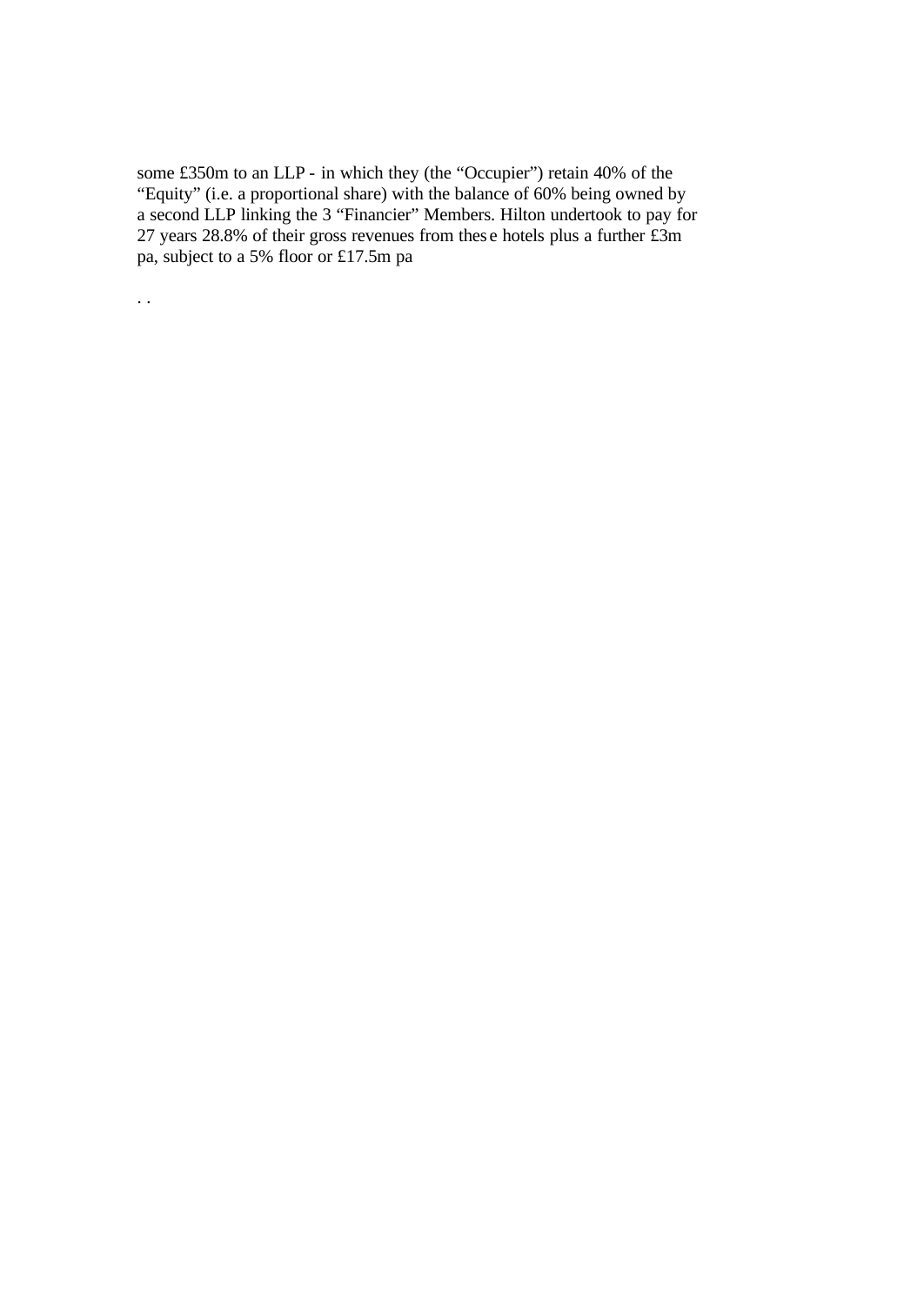some £350m to an LLP - in which they (the "Occupier") retain 40% of the "Equity" (i.e. a proportional share) with the balance of 60% being owned by a second LLP linking the 3 "Financier" Members. Hilton undertook to pay for 27 years 28.8% of their gross revenues from these hotels plus a further £3m pa, subject to a 5% floor or £17.5m pa

. .